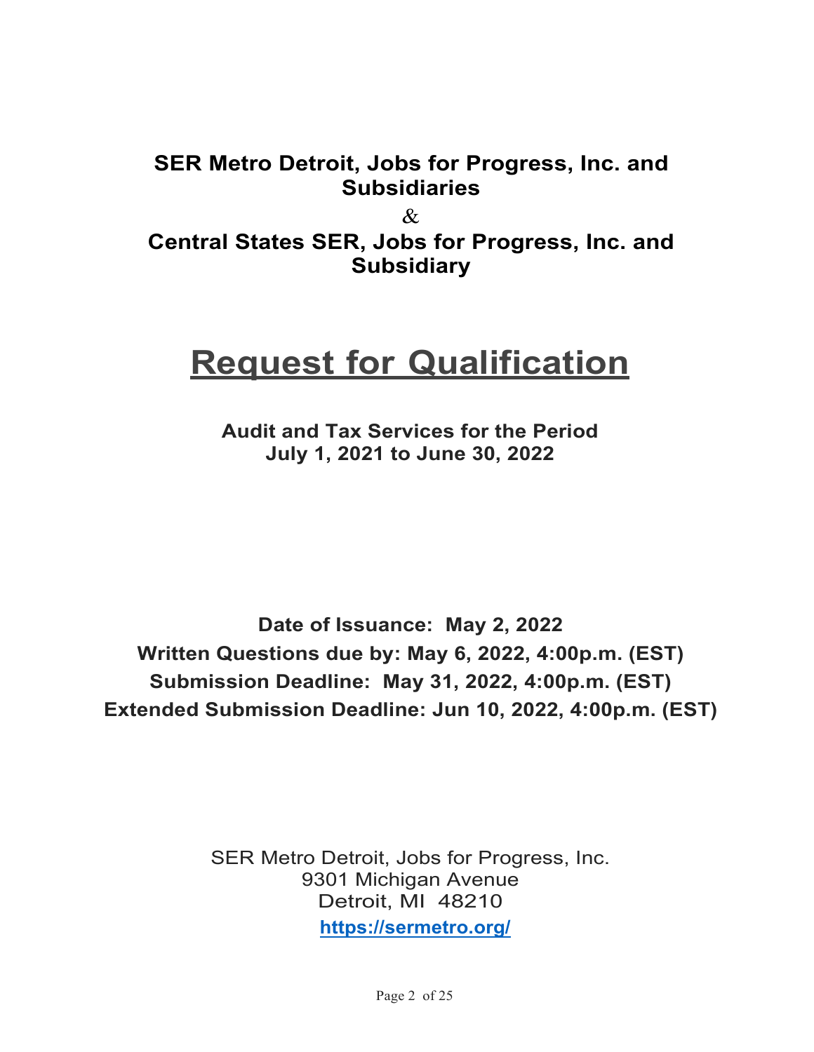**SER Metro Detroit, Jobs for Progress, Inc. and Subsidiaries**

&

**Central States SER, Jobs for Progress, Inc. and Subsidiary**

# Request for Qualification

**Audit and Tax Services for the Period July 1, 2021 to June 30, 2022**

**Date of Issuance: May 2, 2022**
**Written Questions due by: May 6, 2022, 4:00p.m. (EST)**
**Submission Deadline: May 31, 2022, 4:00p.m. (EST)**
**Extended Submission Deadline: Jun 10, 2022, 4:00p.m. (EST)**

SER Metro Detroit, Jobs for Progress, Inc.
9301 Michigan Avenue
Detroit, MI 48210
**https://sermetro.org/**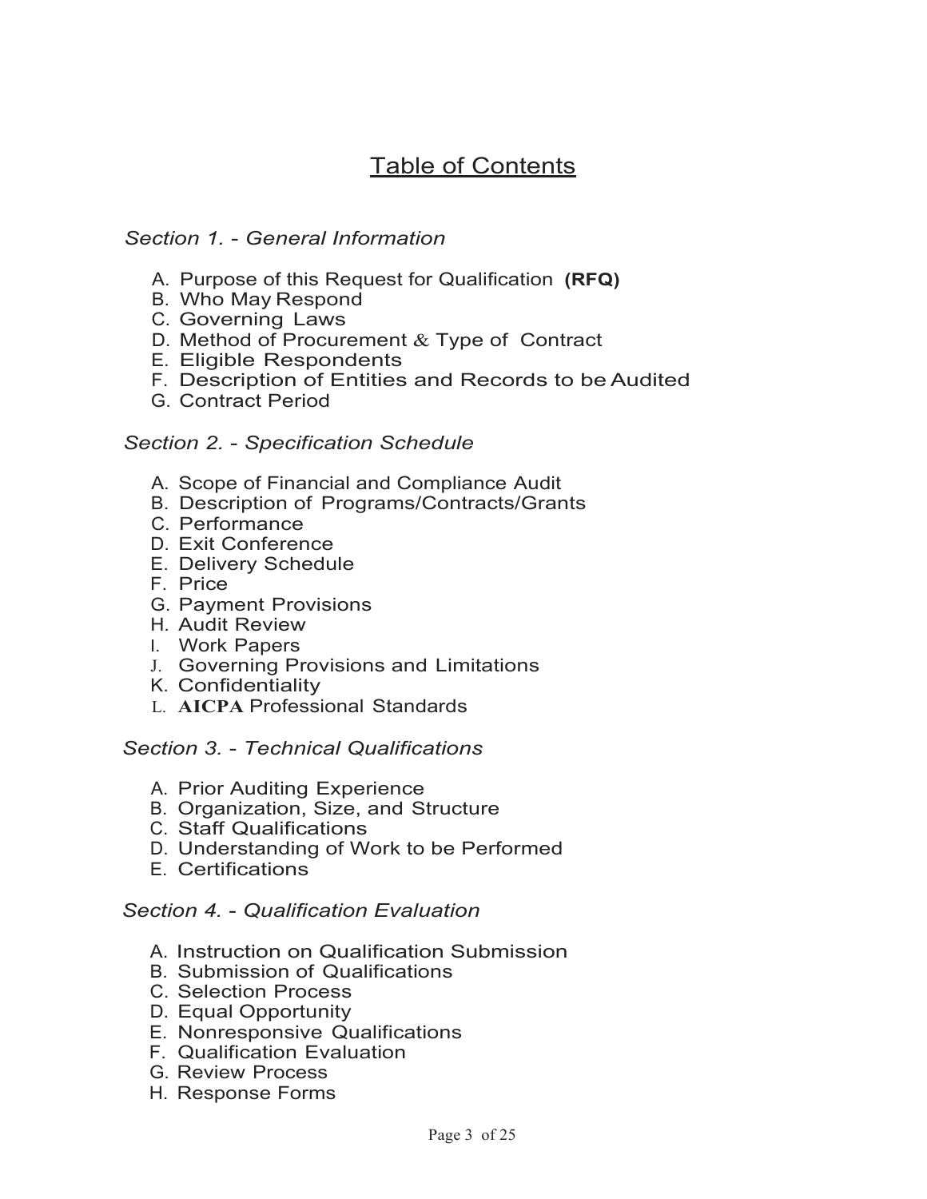# Table of Contents

*Section 1. - General Information*

A. Purpose of this Request for Qualification **(RFQ)**
B. Who May Respond
C. Governing Laws
D. Method of Procurement & Type of Contract
E. Eligible Respondents
F. Description of Entities and Records to be Audited
G. Contract Period

*Section 2. - Specification Schedule*

A. Scope of Financial and Compliance Audit
B. Description of Programs/Contracts/Grants
C. Performance
D. Exit Conference
E. Delivery Schedule
F. Price
G. Payment Provisions
H. Audit Review
I. Work Papers
J. Governing Provisions and Limitations
K. Confidentiality
L. **AICPA** Professional Standards

*Section 3. - Technical Qualifications*

A. Prior Auditing Experience
B. Organization, Size, and Structure
C. Staff Qualifications
D. Understanding of Work to be Performed
E. Certifications

*Section 4. - Qualification Evaluation*

A. Instruction on Qualification Submission
B. Submission of Qualifications
C. Selection Process
D. Equal Opportunity
E. Nonresponsive Qualifications
F. Qualification Evaluation
G. Review Process
H. Response Forms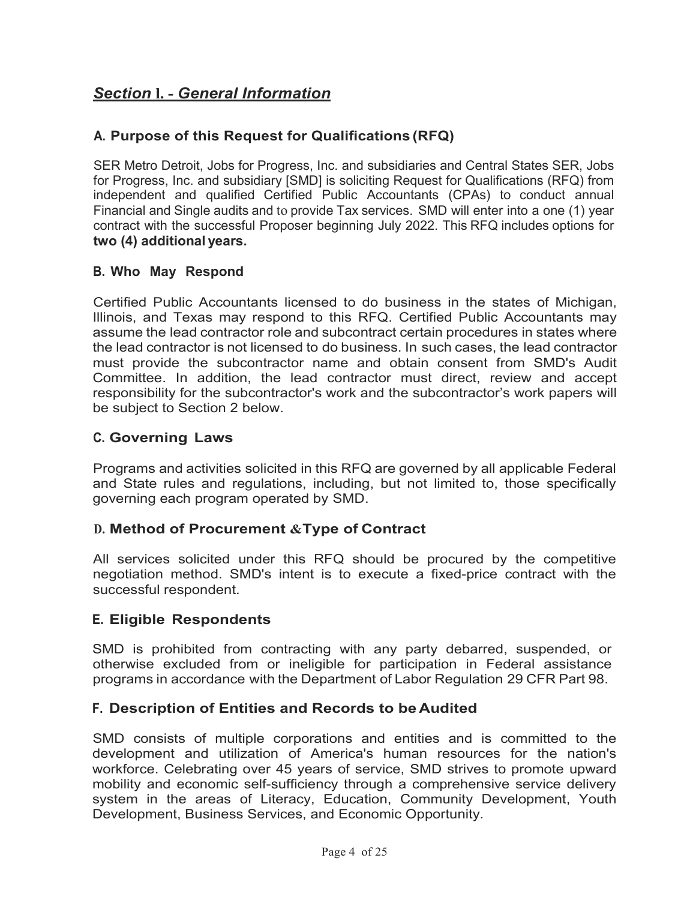## *Section I. - General Information*

### A. Purpose of this Request for Qualifications (RFQ)

SER Metro Detroit, Jobs for Progress, Inc. and subsidiaries and Central States SER, Jobs for Progress, Inc. and subsidiary [SMD] is soliciting Request for Qualifications (RFQ) from independent and qualified Certified Public Accountants (CPAs) to conduct annual Financial and Single audits and to provide Tax services. SMD will enter into a one (1) year contract with the successful Proposer beginning July 2022. This RFQ includes options for **two (4) additional years.**

### B. Who May Respond

Certified Public Accountants licensed to do business in the states of Michigan, Illinois, and Texas may respond to this RFQ. Certified Public Accountants may assume the lead contractor role and subcontract certain procedures in states where the lead contractor is not licensed to do business. In such cases, the lead contractor must provide the subcontractor name and obtain consent from SMD's Audit Committee. In addition, the lead contractor must direct, review and accept responsibility for the subcontractor's work and the subcontractor's work papers will be subject to Section 2 below.

### C. Governing Laws

Programs and activities solicited in this RFQ are governed by all applicable Federal and State rules and regulations, including, but not limited to, those specifically governing each program operated by SMD.

### D. Method of Procurement & Type of Contract

All services solicited under this RFQ should be procured by the competitive negotiation method. SMD's intent is to execute a fixed-price contract with the successful respondent.

### E. Eligible Respondents

SMD is prohibited from contracting with any party debarred, suspended, or otherwise excluded from or ineligible for participation in Federal assistance programs in accordance with the Department of Labor Regulation 29 CFR Part 98.

### F. Description of Entities and Records to be Audited

SMD consists of multiple corporations and entities and is committed to the development and utilization of America's human resources for the nation's workforce. Celebrating over 45 years of service, SMD strives to promote upward mobility and economic self-sufficiency through a comprehensive service delivery system in the areas of Literacy, Education, Community Development, Youth Development, Business Services, and Economic Opportunity.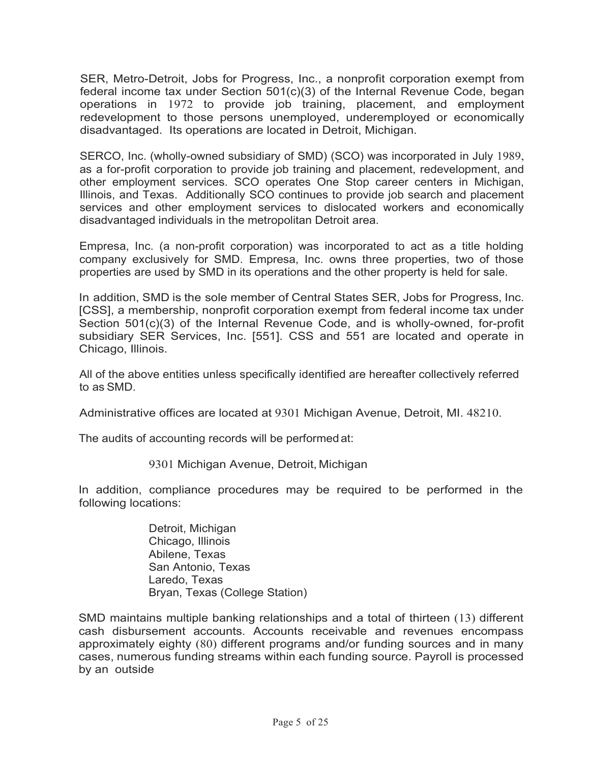SER, Metro-Detroit, Jobs for Progress, Inc., a nonprofit corporation exempt from federal income tax under Section 501(c)(3) of the Internal Revenue Code, began operations in 1972 to provide job training, placement, and employment redevelopment to those persons unemployed, underemployed or economically disadvantaged. Its operations are located in Detroit, Michigan.

SERCO, Inc. (wholly-owned subsidiary of SMD) (SCO) was incorporated in July 1989, as a for-profit corporation to provide job training and placement, redevelopment, and other employment services. SCO operates One Stop career centers in Michigan, Illinois, and Texas. Additionally SCO continues to provide job search and placement services and other employment services to dislocated workers and economically disadvantaged individuals in the metropolitan Detroit area.

Empresa, Inc. (a non-profit corporation) was incorporated to act as a title holding company exclusively for SMD. Empresa, Inc. owns three properties, two of those properties are used by SMD in its operations and the other property is held for sale.

In addition, SMD is the sole member of Central States SER, Jobs for Progress, Inc. [CSS], a membership, nonprofit corporation exempt from federal income tax under Section 501(c)(3) of the Internal Revenue Code, and is wholly-owned, for-profit subsidiary SER Services, Inc. [551]. CSS and 551 are located and operate in Chicago, Illinois.

All of the above entities unless specifically identified are hereafter collectively referred to as SMD.

Administrative offices are located at 9301 Michigan Avenue, Detroit, MI. 48210.

The audits of accounting records will be performed at:

9301 Michigan Avenue, Detroit, Michigan

In addition, compliance procedures may be required to be performed in the following locations:

Detroit, Michigan
Chicago, Illinois
Abilene, Texas
San Antonio, Texas
Laredo, Texas
Bryan, Texas (College Station)

SMD maintains multiple banking relationships and a total of thirteen (13) different cash disbursement accounts. Accounts receivable and revenues encompass approximately eighty (80) different programs and/or funding sources and in many cases, numerous funding streams within each funding source. Payroll is processed by an outside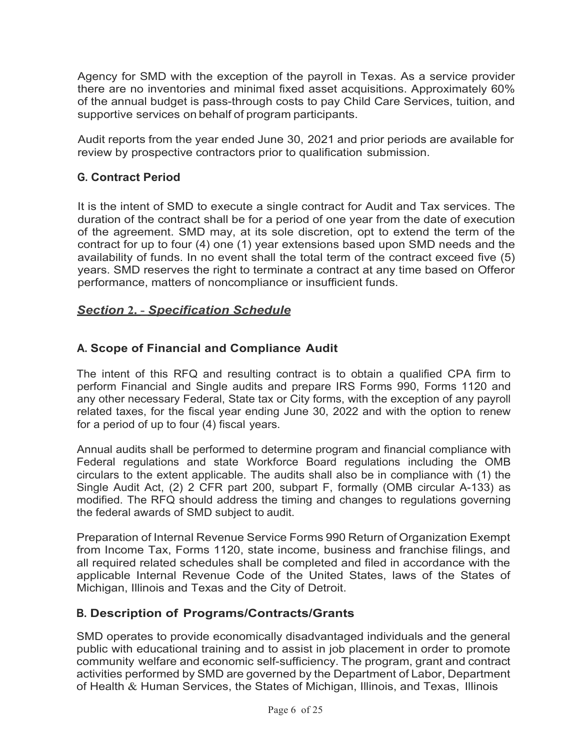Agency for SMD with the exception of the payroll in Texas. As a service provider there are no inventories and minimal fixed asset acquisitions. Approximately 60% of the annual budget is pass-through costs to pay Child Care Services, tuition, and supportive services on behalf of program participants.

Audit reports from the year ended June 30, 2021 and prior periods are available for review by prospective contractors prior to qualification submission.

### G. Contract Period

It is the intent of SMD to execute a single contract for Audit and Tax services. The duration of the contract shall be for a period of one year from the date of execution of the agreement. SMD may, at its sole discretion, opt to extend the term of the contract for up to four (4) one (1) year extensions based upon SMD needs and the availability of funds. In no event shall the total term of the contract exceed five (5) years. SMD reserves the right to terminate a contract at any time based on Offeror performance, matters of noncompliance or insufficient funds.

## ***Section 2. - Specification Schedule***

### A. Scope of Financial and Compliance Audit

The intent of this RFQ and resulting contract is to obtain a qualified CPA firm to perform Financial and Single audits and prepare IRS Forms 990, Forms 1120 and any other necessary Federal, State tax or City forms, with the exception of any payroll related taxes, for the fiscal year ending June 30, 2022 and with the option to renew for a period of up to four (4) fiscal years.

Annual audits shall be performed to determine program and financial compliance with Federal regulations and state Workforce Board regulations including the OMB circulars to the extent applicable. The audits shall also be in compliance with (1) the Single Audit Act, (2) 2 CFR part 200, subpart F, formally (OMB circular A-133) as modified. The RFQ should address the timing and changes to regulations governing the federal awards of SMD subject to audit.

Preparation of Internal Revenue Service Forms 990 Return of Organization Exempt from Income Tax, Forms 1120, state income, business and franchise filings, and all required related schedules shall be completed and filed in accordance with the applicable Internal Revenue Code of the United States, laws of the States of Michigan, Illinois and Texas and the City of Detroit.

### B. Description of Programs/Contracts/Grants

SMD operates to provide economically disadvantaged individuals and the general public with educational training and to assist in job placement in order to promote community welfare and economic self-sufficiency. The program, grant and contract activities performed by SMD are governed by the Department of Labor, Department of Health & Human Services, the States of Michigan, Illinois, and Texas, Illinois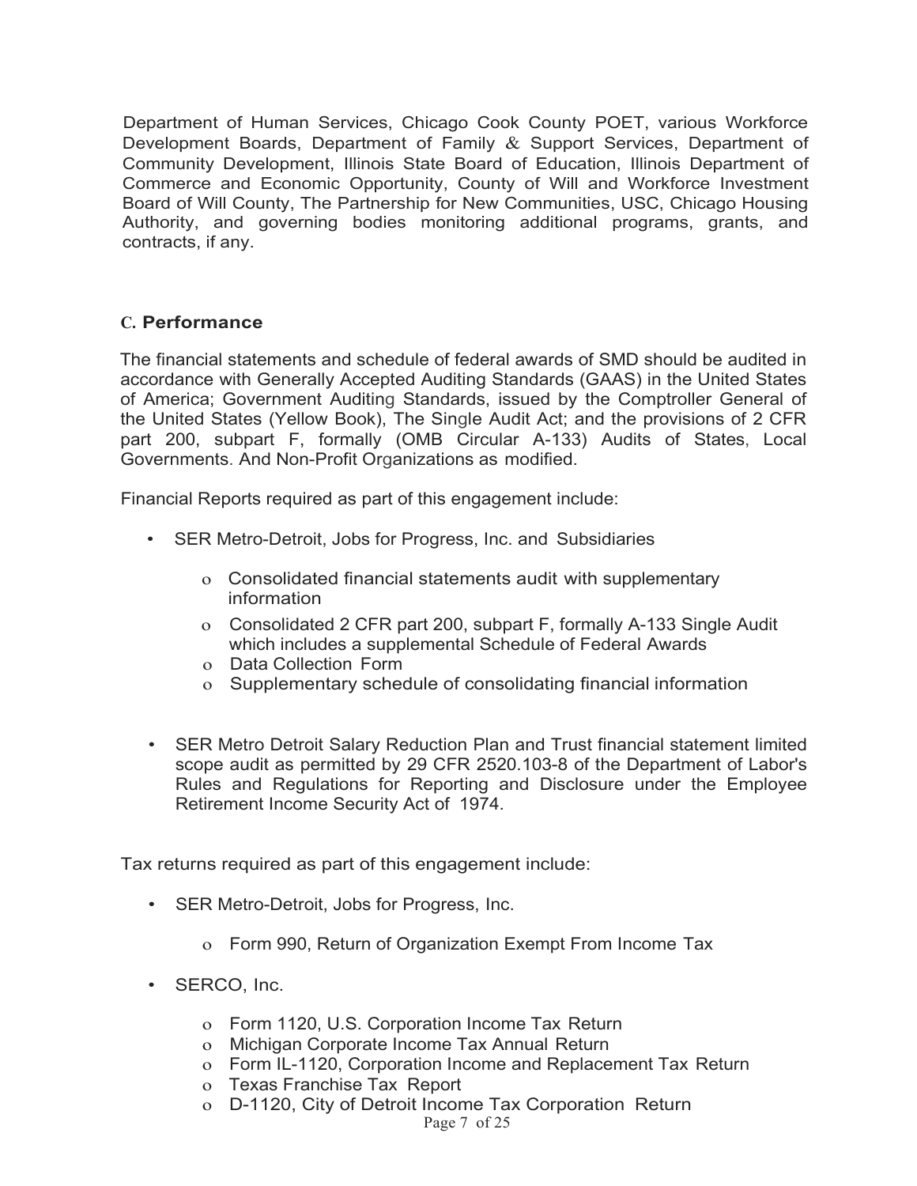Department of Human Services, Chicago Cook County POET, various Workforce Development Boards, Department of Family & Support Services, Department of Community Development, Illinois State Board of Education, Illinois Department of Commerce and Economic Opportunity, County of Will and Workforce Investment Board of Will County, The Partnership for New Communities, USC, Chicago Housing Authority, and governing bodies monitoring additional programs, grants, and contracts, if any.

### C. Performance

The financial statements and schedule of federal awards of SMD should be audited in accordance with Generally Accepted Auditing Standards (GAAS) in the United States of America; Government Auditing Standards, issued by the Comptroller General of the United States (Yellow Book), The Single Audit Act; and the provisions of 2 CFR part 200, subpart F, formally (OMB Circular A-133) Audits of States, Local Governments. And Non-Profit Organizations as modified.

Financial Reports required as part of this engagement include:

- SER Metro-Detroit, Jobs for Progress, Inc. and Subsidiaries
  - Consolidated financial statements audit with supplementary information
  - Consolidated 2 CFR part 200, subpart F, formally A-133 Single Audit which includes a supplemental Schedule of Federal Awards
  - Data Collection Form
  - Supplementary schedule of consolidating financial information

- SER Metro Detroit Salary Reduction Plan and Trust financial statement limited scope audit as permitted by 29 CFR 2520.103-8 of the Department of Labor's Rules and Regulations for Reporting and Disclosure under the Employee Retirement Income Security Act of 1974.

Tax returns required as part of this engagement include:

- SER Metro-Detroit, Jobs for Progress, Inc.
  - Form 990, Return of Organization Exempt From Income Tax

- SERCO, Inc.
  - Form 1120, U.S. Corporation Income Tax Return
  - Michigan Corporate Income Tax Annual Return
  - Form IL-1120, Corporation Income and Replacement Tax Return
  - Texas Franchise Tax Report
  - D-1120, City of Detroit Income Tax Corporation Return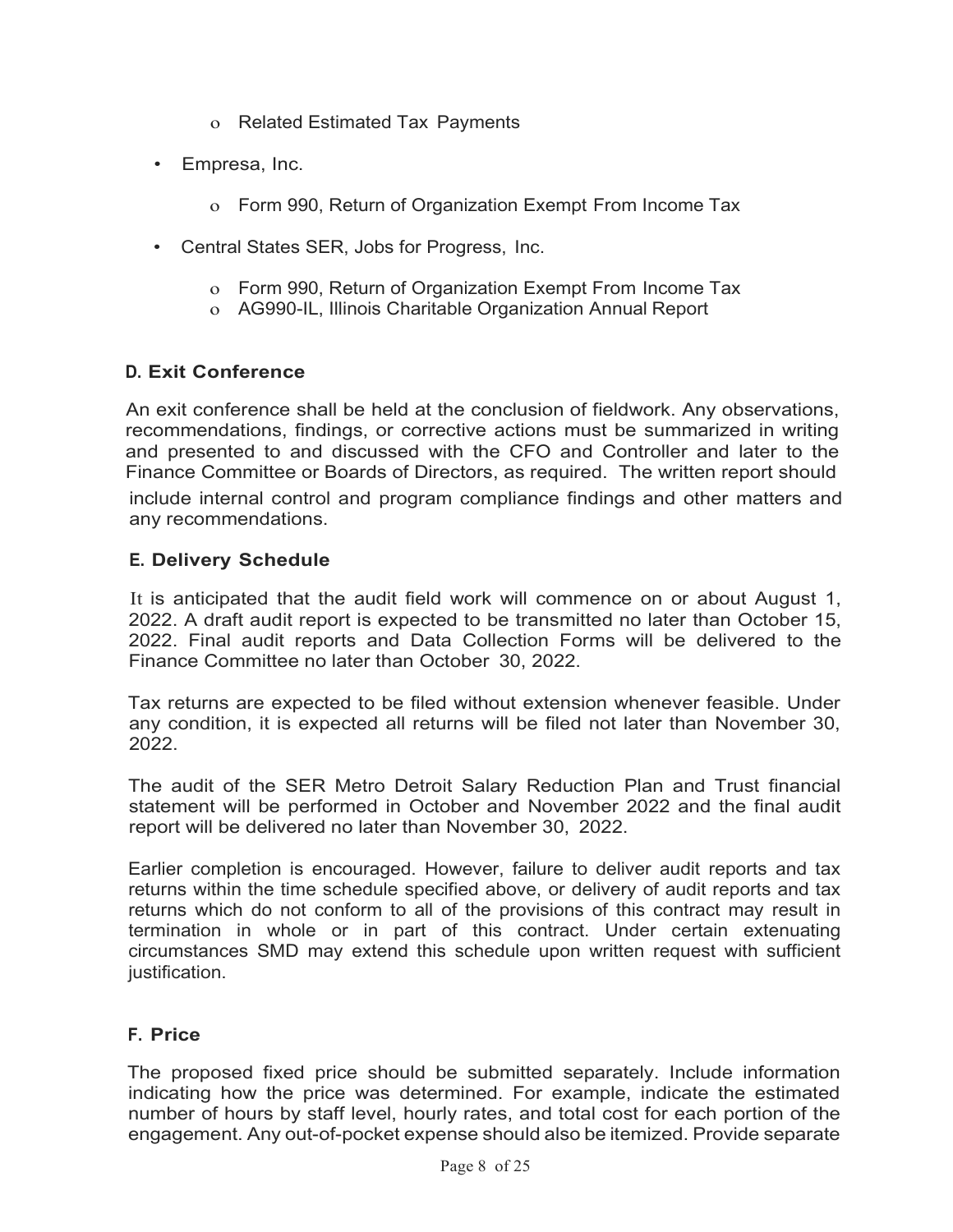- Related Estimated Tax Payments

- Empresa, Inc.
  - Form 990, Return of Organization Exempt From Income Tax

- Central States SER, Jobs for Progress, Inc.
  - Form 990, Return of Organization Exempt From Income Tax
  - AG990-IL, Illinois Charitable Organization Annual Report

### D. Exit Conference

An exit conference shall be held at the conclusion of fieldwork. Any observations, recommendations, findings, or corrective actions must be summarized in writing and presented to and discussed with the CFO and Controller and later to the Finance Committee or Boards of Directors, as required. The written report should include internal control and program compliance findings and other matters and any recommendations.

### E. Delivery Schedule

It is anticipated that the audit field work will commence on or about August 1, 2022. A draft audit report is expected to be transmitted no later than October 15, 2022. Final audit reports and Data Collection Forms will be delivered to the Finance Committee no later than October 30, 2022.

Tax returns are expected to be filed without extension whenever feasible. Under any condition, it is expected all returns will be filed not later than November 30, 2022.

The audit of the SER Metro Detroit Salary Reduction Plan and Trust financial statement will be performed in October and November 2022 and the final audit report will be delivered no later than November 30, 2022.

Earlier completion is encouraged. However, failure to deliver audit reports and tax returns within the time schedule specified above, or delivery of audit reports and tax returns which do not conform to all of the provisions of this contract may result in termination in whole or in part of this contract. Under certain extenuating circumstances SMD may extend this schedule upon written request with sufficient justification.

### F. Price

The proposed fixed price should be submitted separately. Include information indicating how the price was determined. For example, indicate the estimated number of hours by staff level, hourly rates, and total cost for each portion of the engagement. Any out-of-pocket expense should also be itemized. Provide separate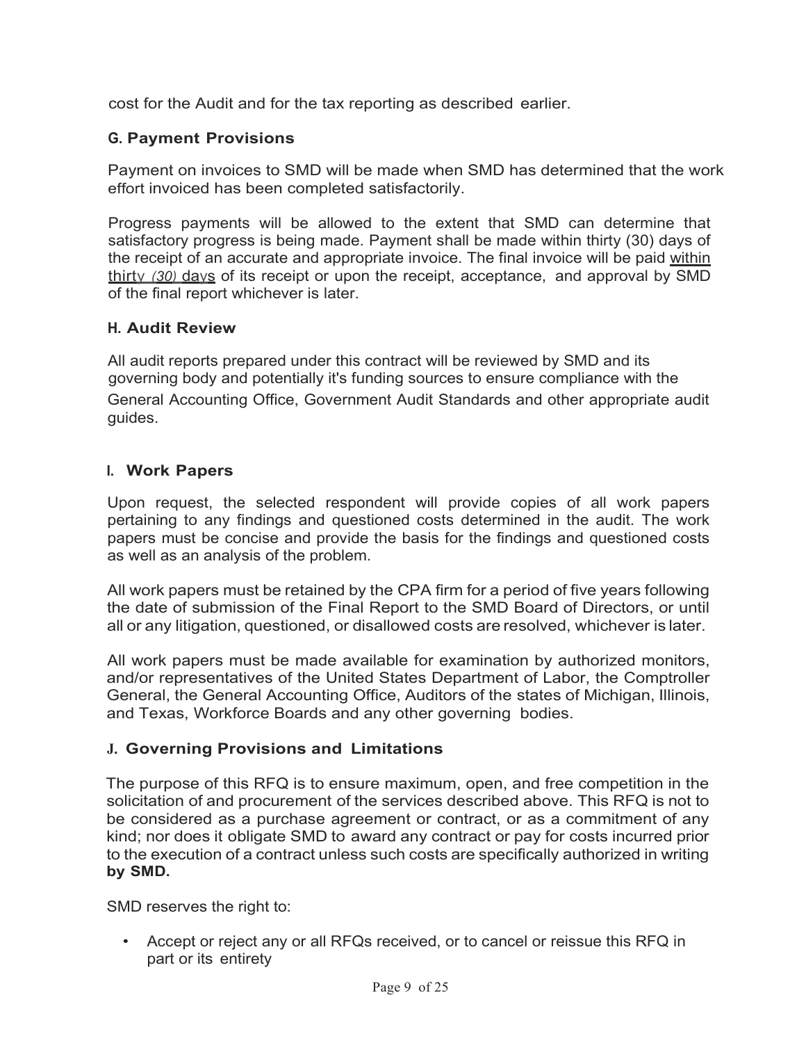cost for the Audit and for the tax reporting as described earlier.

### G. Payment Provisions

Payment on invoices to SMD will be made when SMD has determined that the work effort invoiced has been completed satisfactorily.

Progress payments will be allowed to the extent that SMD can determine that satisfactory progress is being made. Payment shall be made within thirty (30) days of the receipt of an accurate and appropriate invoice. The final invoice will be paid within thirty *(30)* days of its receipt or upon the receipt, acceptance, and approval by SMD of the final report whichever is later.

### H. Audit Review

All audit reports prepared under this contract will be reviewed by SMD and its governing body and potentially it's funding sources to ensure compliance with the General Accounting Office, Government Audit Standards and other appropriate audit guides.

### I. Work Papers

Upon request, the selected respondent will provide copies of all work papers pertaining to any findings and questioned costs determined in the audit. The work papers must be concise and provide the basis for the findings and questioned costs as well as an analysis of the problem.

All work papers must be retained by the CPA firm for a period of five years following the date of submission of the Final Report to the SMD Board of Directors, or until all or any litigation, questioned, or disallowed costs are resolved, whichever is later.

All work papers must be made available for examination by authorized monitors, and/or representatives of the United States Department of Labor, the Comptroller General, the General Accounting Office, Auditors of the states of Michigan, Illinois, and Texas, Workforce Boards and any other governing bodies.

### J. Governing Provisions and Limitations

The purpose of this RFQ is to ensure maximum, open, and free competition in the solicitation of and procurement of the services described above. This RFQ is not to be considered as a purchase agreement or contract, or as a commitment of any kind; nor does it obligate SMD to award any contract or pay for costs incurred prior to the execution of a contract unless such costs are specifically authorized in writing **by SMD.**

SMD reserves the right to:

- Accept or reject any or all RFQs received, or to cancel or reissue this RFQ in part or its entirety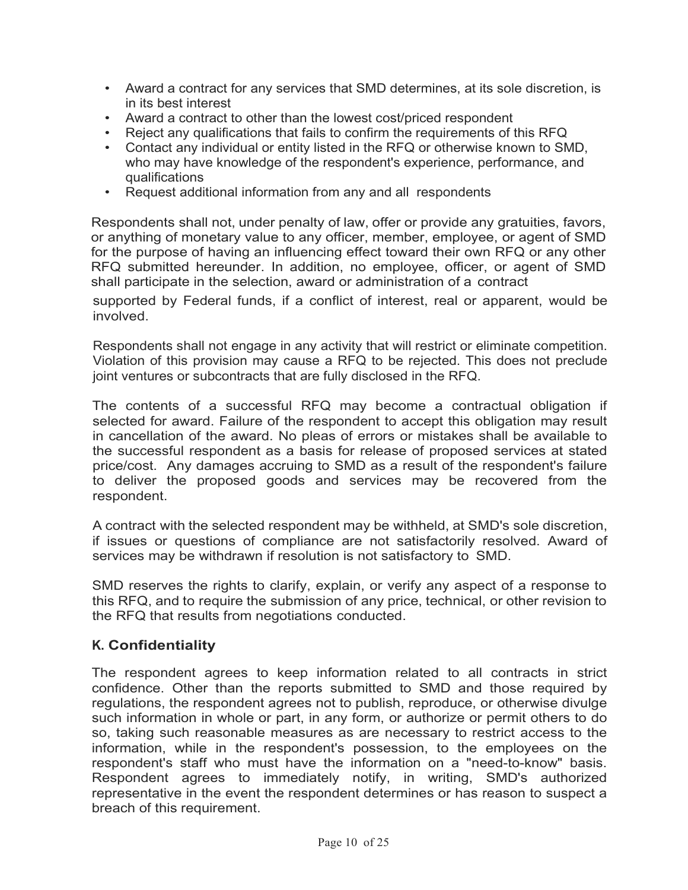- Award a contract for any services that SMD determines, at its sole discretion, is in its best interest
- Award a contract to other than the lowest cost/priced respondent
- Reject any qualifications that fails to confirm the requirements of this RFQ
- Contact any individual or entity listed in the RFQ or otherwise known to SMD, who may have knowledge of the respondent's experience, performance, and qualifications
- Request additional information from any and all respondents

Respondents shall not, under penalty of law, offer or provide any gratuities, favors, or anything of monetary value to any officer, member, employee, or agent of SMD for the purpose of having an influencing effect toward their own RFQ or any other RFQ submitted hereunder. In addition, no employee, officer, or agent of SMD shall participate in the selection, award or administration of a contract supported by Federal funds, if a conflict of interest, real or apparent, would be involved.

Respondents shall not engage in any activity that will restrict or eliminate competition. Violation of this provision may cause a RFQ to be rejected. This does not preclude joint ventures or subcontracts that are fully disclosed in the RFQ.

The contents of a successful RFQ may become a contractual obligation if selected for award. Failure of the respondent to accept this obligation may result in cancellation of the award. No pleas of errors or mistakes shall be available to the successful respondent as a basis for release of proposed services at stated price/cost. Any damages accruing to SMD as a result of the respondent's failure to deliver the proposed goods and services may be recovered from the respondent.

A contract with the selected respondent may be withheld, at SMD's sole discretion, if issues or questions of compliance are not satisfactorily resolved. Award of services may be withdrawn if resolution is not satisfactory to SMD.

SMD reserves the rights to clarify, explain, or verify any aspect of a response to this RFQ, and to require the submission of any price, technical, or other revision to the RFQ that results from negotiations conducted.

### K. Confidentiality

The respondent agrees to keep information related to all contracts in strict confidence. Other than the reports submitted to SMD and those required by regulations, the respondent agrees not to publish, reproduce, or otherwise divulge such information in whole or part, in any form, or authorize or permit others to do so, taking such reasonable measures as are necessary to restrict access to the information, while in the respondent's possession, to the employees on the respondent's staff who must have the information on a "need-to-know" basis. Respondent agrees to immediately notify, in writing, SMD's authorized representative in the event the respondent determines or has reason to suspect a breach of this requirement.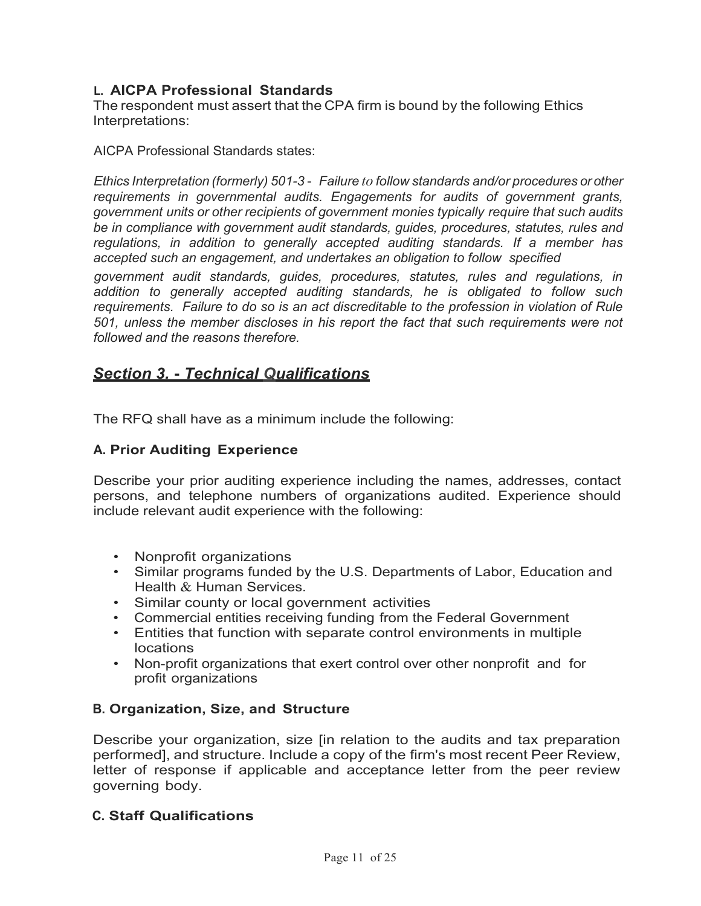### L. AICPA Professional Standards

The respondent must assert that the CPA firm is bound by the following Ethics Interpretations:

AICPA Professional Standards states:

*Ethics Interpretation (formerly) 501-3 - Failure to follow standards and/or procedures or other requirements in governmental audits. Engagements for audits of government grants, government units or other recipients of government monies typically require that such audits be in compliance with government audit standards, guides, procedures, statutes, rules and regulations, in addition to generally accepted auditing standards. If a member has accepted such an engagement, and undertakes an obligation to follow specified government audit standards, guides, procedures, statutes, rules and regulations, in addition to generally accepted auditing standards, he is obligated to follow such requirements. Failure to do so is an act discreditable to the profession in violation of Rule 501, unless the member discloses in his report the fact that such requirements were not followed and the reasons therefore.*

## ***Section 3. - Technical Qualifications***

The RFQ shall have as a minimum include the following:

### A. Prior Auditing Experience

Describe your prior auditing experience including the names, addresses, contact persons, and telephone numbers of organizations audited. Experience should include relevant audit experience with the following:

- Nonprofit organizations
- Similar programs funded by the U.S. Departments of Labor, Education and Health & Human Services.
- Similar county or local government activities
- Commercial entities receiving funding from the Federal Government
- Entities that function with separate control environments in multiple locations
- Non-profit organizations that exert control over other nonprofit and for profit organizations

### B. Organization, Size, and Structure

Describe your organization, size [in relation to the audits and tax preparation performed], and structure. Include a copy of the firm's most recent Peer Review, letter of response if applicable and acceptance letter from the peer review governing body.

### C. Staff Qualifications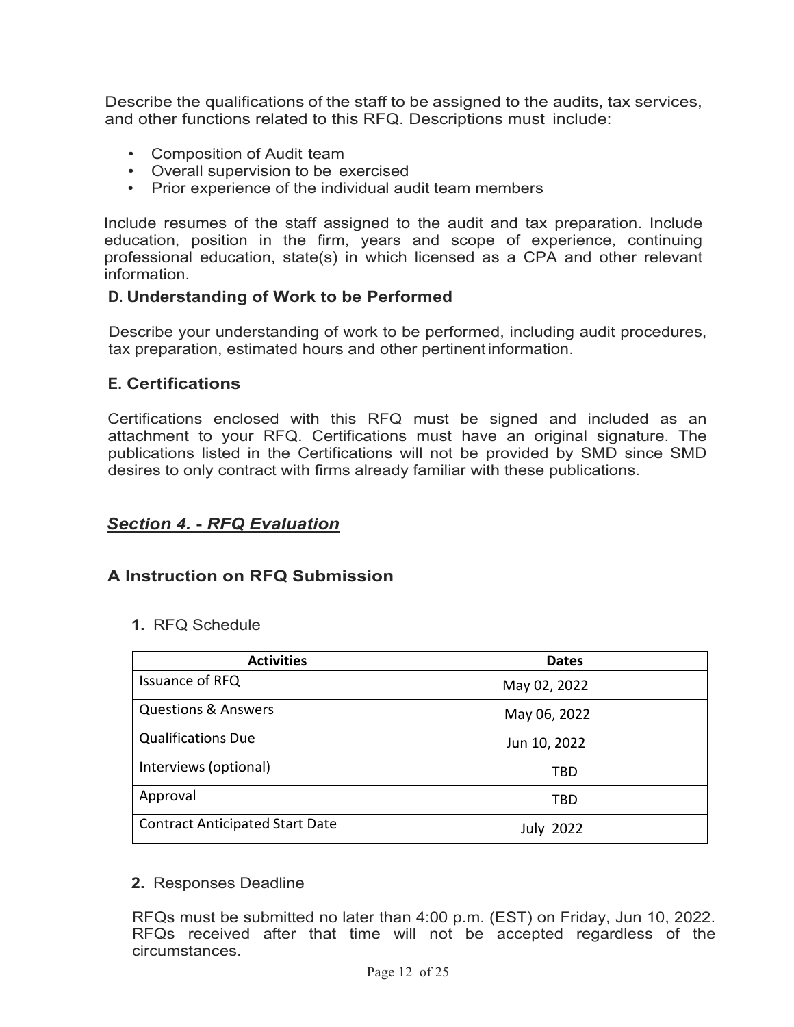Describe the qualifications of the staff to be assigned to the audits, tax services, and other functions related to this RFQ. Descriptions must include:

- Composition of Audit team
- Overall supervision to be exercised
- Prior experience of the individual audit team members

Include resumes of the staff assigned to the audit and tax preparation. Include education, position in the firm, years and scope of experience, continuing professional education, state(s) in which licensed as a CPA and other relevant information.

### D. Understanding of Work to be Performed

Describe your understanding of work to be performed, including audit procedures, tax preparation, estimated hours and other pertinent information.

### E. Certifications

Certifications enclosed with this RFQ must be signed and included as an attachment to your RFQ. Certifications must have an original signature. The publications listed in the Certifications will not be provided by SMD since SMD desires to only contract with firms already familiar with these publications.

## ***Section 4. - RFQ Evaluation***

### A Instruction on RFQ Submission

**1.** RFQ Schedule

| Activities | Dates |
|---|---|
| Issuance of RFQ | May 02, 2022 |
| Questions & Answers | May 06, 2022 |
| Qualifications Due | Jun 10, 2022 |
| Interviews (optional) | TBD |
| Approval | TBD |
| Contract Anticipated Start Date | July 2022 |

**2.** Responses Deadline

RFQs must be submitted no later than 4:00 p.m. (EST) on Friday, Jun 10, 2022. RFQs received after that time will not be accepted regardless of the circumstances.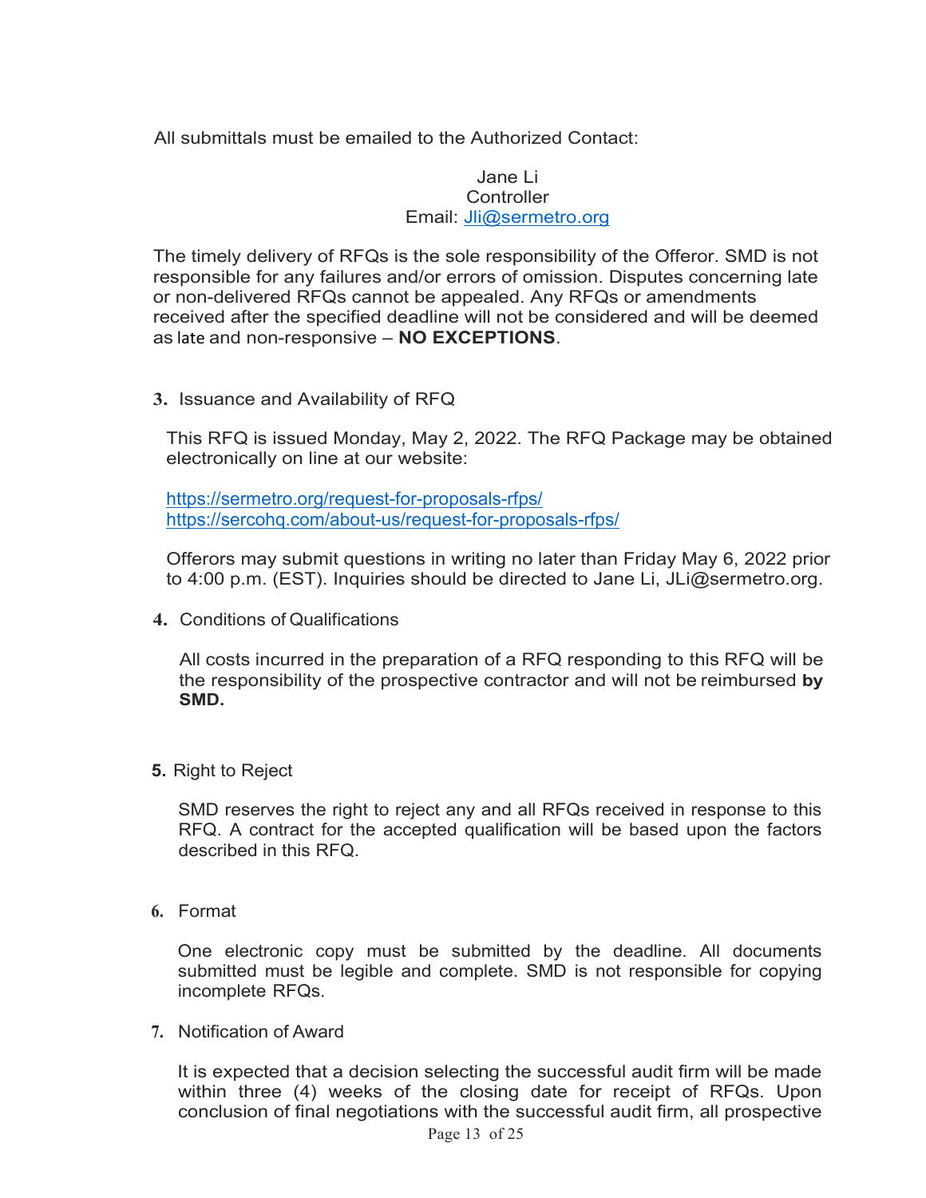All submittals must be emailed to the Authorized Contact:

Jane Li
Controller
Email: [Jli@sermetro.org](mailto:Jli@sermetro.org)

The timely delivery of RFQs is the sole responsibility of the Offeror. SMD is not responsible for any failures and/or errors of omission. Disputes concerning late or non-delivered RFQs cannot be appealed. Any RFQs or amendments received after the specified deadline will not be considered and will be deemed as late and non-responsive – **NO EXCEPTIONS**.

**3.** Issuance and Availability of RFQ

This RFQ is issued Monday, May 2, 2022. The RFQ Package may be obtained electronically on line at our website:

https://sermetro.org/request-for-proposals-rfps/
https://sercohq.com/about-us/request-for-proposals-rfps/

Offerors may submit questions in writing no later than Friday May 6, 2022 prior to 4:00 p.m. (EST). Inquiries should be directed to Jane Li, JLi@sermetro.org.

**4.** Conditions of Qualifications

All costs incurred in the preparation of a RFQ responding to this RFQ will be the responsibility of the prospective contractor and will not be reimbursed **by SMD.**

**5.** Right to Reject

SMD reserves the right to reject any and all RFQs received in response to this RFQ. A contract for the accepted qualification will be based upon the factors described in this RFQ.

**6.** Format

One electronic copy must be submitted by the deadline. All documents submitted must be legible and complete. SMD is not responsible for copying incomplete RFQs.

**7.** Notification of Award

It is expected that a decision selecting the successful audit firm will be made within three (4) weeks of the closing date for receipt of RFQs. Upon conclusion of final negotiations with the successful audit firm, all prospective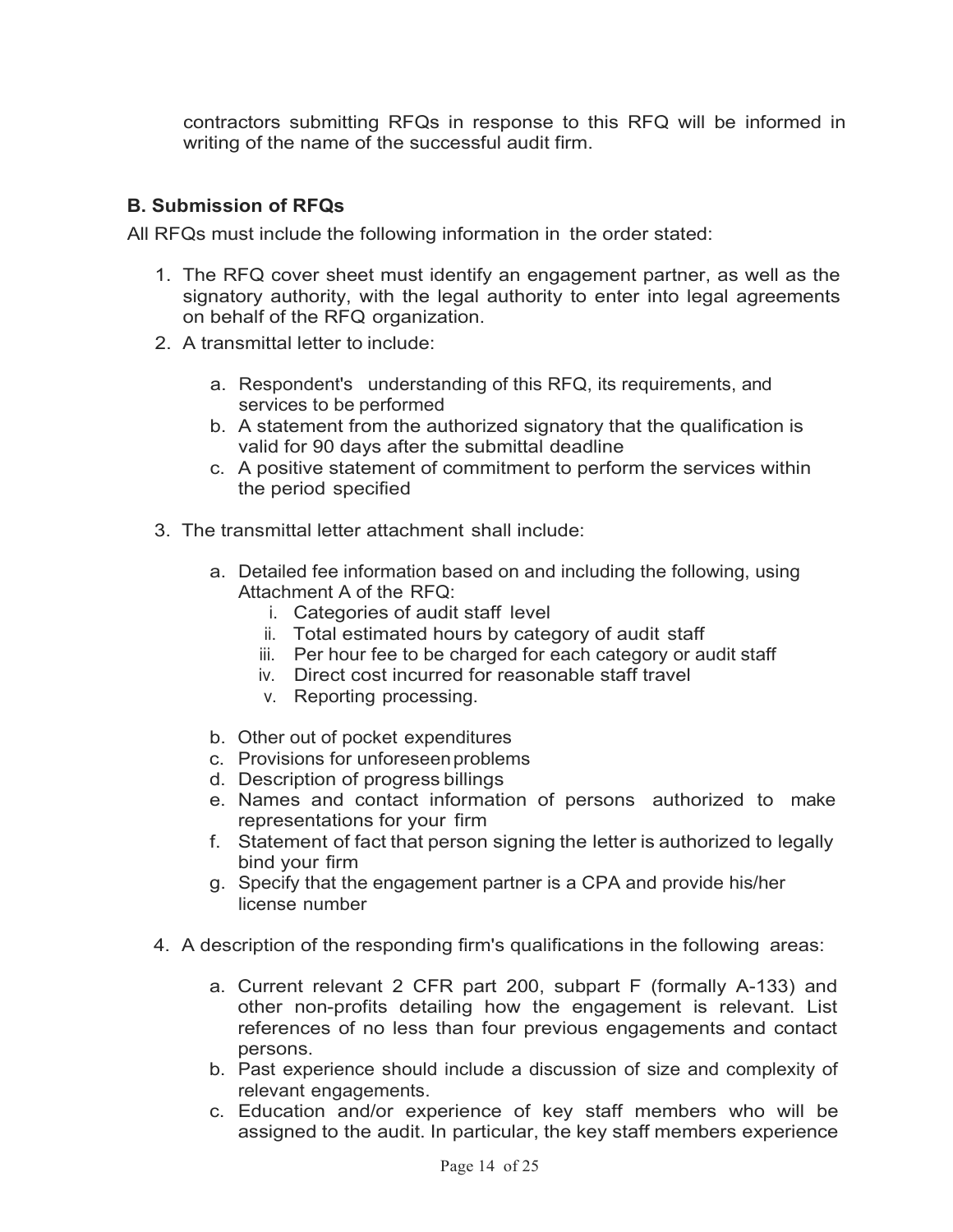contractors submitting RFQs in response to this RFQ will be informed in writing of the name of the successful audit firm.

### B. Submission of RFQs

All RFQs must include the following information in the order stated:

1. The RFQ cover sheet must identify an engagement partner, as well as the signatory authority, with the legal authority to enter into legal agreements on behalf of the RFQ organization.
2. A transmittal letter to include:
   a. Respondent's understanding of this RFQ, its requirements, and services to be performed
   b. A statement from the authorized signatory that the qualification is valid for 90 days after the submittal deadline
   c. A positive statement of commitment to perform the services within the period specified
3. The transmittal letter attachment shall include:
   a. Detailed fee information based on and including the following, using Attachment A of the RFQ:
      i. Categories of audit staff level
      ii. Total estimated hours by category of audit staff
      iii. Per hour fee to be charged for each category or audit staff
      iv. Direct cost incurred for reasonable staff travel
      v. Reporting processing.
   b. Other out of pocket expenditures
   c. Provisions for unforeseen problems
   d. Description of progress billings
   e. Names and contact information of persons authorized to make representations for your firm
   f. Statement of fact that person signing the letter is authorized to legally bind your firm
   g. Specify that the engagement partner is a CPA and provide his/her license number
4. A description of the responding firm's qualifications in the following areas:
   a. Current relevant 2 CFR part 200, subpart F (formally A-133) and other non-profits detailing how the engagement is relevant. List references of no less than four previous engagements and contact persons.
   b. Past experience should include a discussion of size and complexity of relevant engagements.
   c. Education and/or experience of key staff members who will be assigned to the audit. In particular, the key staff members experience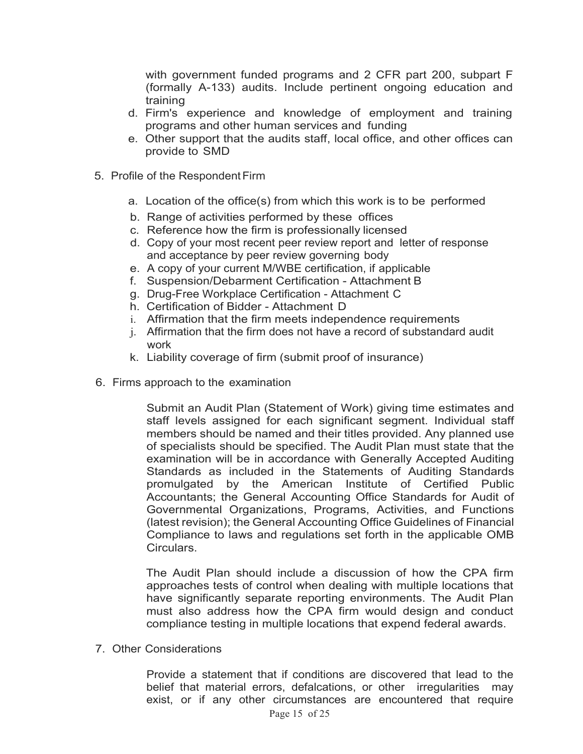with government funded programs and 2 CFR part 200, subpart F (formally A-133) audits. Include pertinent ongoing education and training

d. Firm's experience and knowledge of employment and training programs and other human services and funding
e. Other support that the audits staff, local office, and other offices can provide to SMD

5. Profile of the Respondent Firm

   a. Location of the office(s) from which this work is to be performed
   b. Range of activities performed by these offices
   c. Reference how the firm is professionally licensed
   d. Copy of your most recent peer review report and letter of response and acceptance by peer review governing body
   e. A copy of your current M/WBE certification, if applicable
   f. Suspension/Debarment Certification - Attachment B
   g. Drug-Free Workplace Certification - Attachment C
   h. Certification of Bidder - Attachment D
   i. Affirmation that the firm meets independence requirements
   j. Affirmation that the firm does not have a record of substandard audit work
   k. Liability coverage of firm (submit proof of insurance)

6. Firms approach to the examination

   Submit an Audit Plan (Statement of Work) giving time estimates and staff levels assigned for each significant segment. Individual staff members should be named and their titles provided. Any planned use of specialists should be specified. The Audit Plan must state that the examination will be in accordance with Generally Accepted Auditing Standards as included in the Statements of Auditing Standards promulgated by the American Institute of Certified Public Accountants; the General Accounting Office Standards for Audit of Governmental Organizations, Programs, Activities, and Functions (latest revision); the General Accounting Office Guidelines of Financial Compliance to laws and regulations set forth in the applicable OMB Circulars.

   The Audit Plan should include a discussion of how the CPA firm approaches tests of control when dealing with multiple locations that have significantly separate reporting environments. The Audit Plan must also address how the CPA firm would design and conduct compliance testing in multiple locations that expend federal awards.

7. Other Considerations

   Provide a statement that if conditions are discovered that lead to the belief that material errors, defalcations, or other irregularities may exist, or if any other circumstances are encountered that require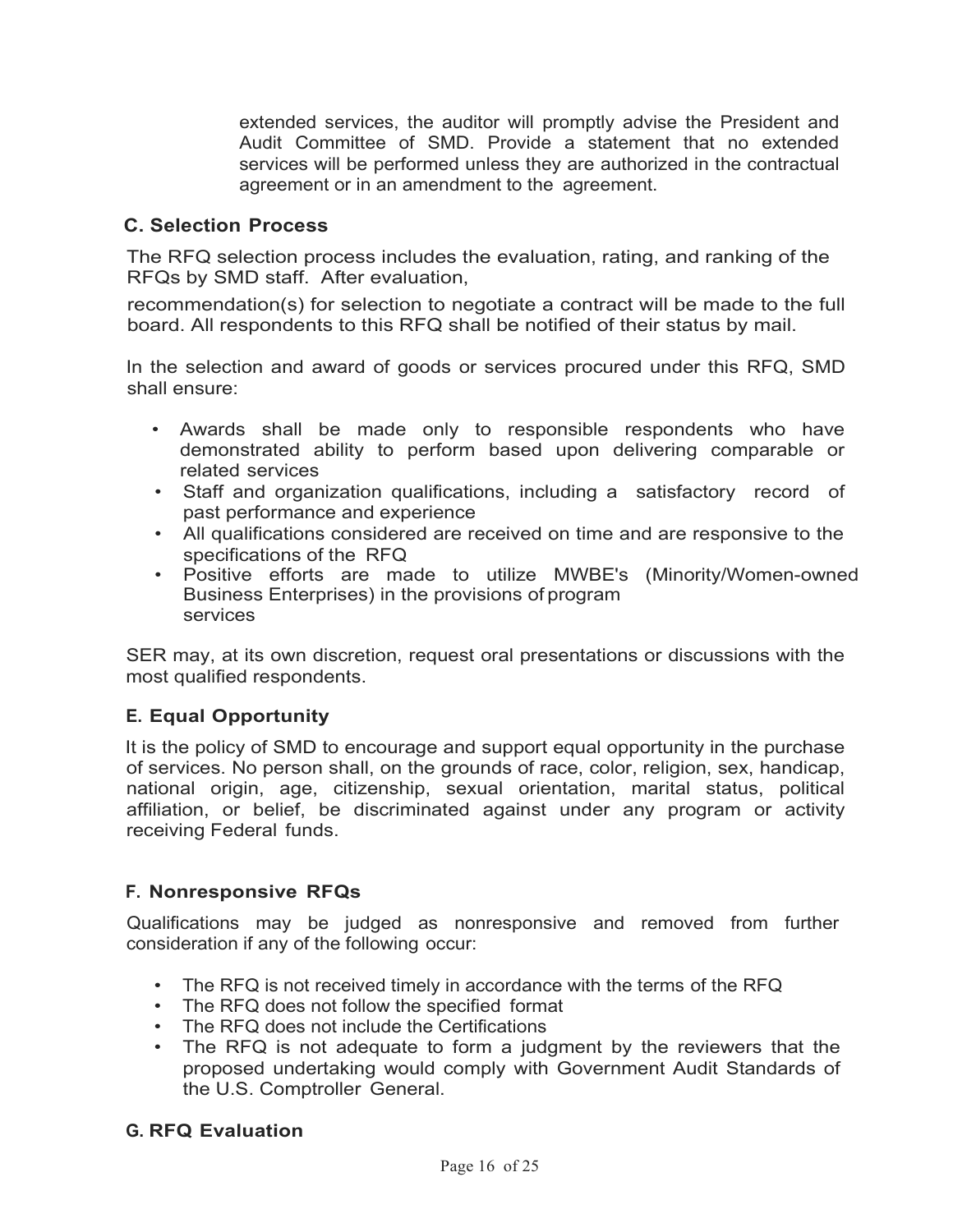extended services, the auditor will promptly advise the President and Audit Committee of SMD. Provide a statement that no extended services will be performed unless they are authorized in the contractual agreement or in an amendment to the agreement.

### C. Selection Process

The RFQ selection process includes the evaluation, rating, and ranking of the RFQs by SMD staff. After evaluation,

recommendation(s) for selection to negotiate a contract will be made to the full board. All respondents to this RFQ shall be notified of their status by mail.

In the selection and award of goods or services procured under this RFQ, SMD shall ensure:

- Awards shall be made only to responsible respondents who have demonstrated ability to perform based upon delivering comparable or related services
- Staff and organization qualifications, including a satisfactory record of past performance and experience
- All qualifications considered are received on time and are responsive to the specifications of the RFQ
- Positive efforts are made to utilize MWBE's (Minority/Women-owned Business Enterprises) in the provisions of program services

SER may, at its own discretion, request oral presentations or discussions with the most qualified respondents.

### E. Equal Opportunity

It is the policy of SMD to encourage and support equal opportunity in the purchase of services. No person shall, on the grounds of race, color, religion, sex, handicap, national origin, age, citizenship, sexual orientation, marital status, political affiliation, or belief, be discriminated against under any program or activity receiving Federal funds.

### F. Nonresponsive RFQs

Qualifications may be judged as nonresponsive and removed from further consideration if any of the following occur:

- The RFQ is not received timely in accordance with the terms of the RFQ
- The RFQ does not follow the specified format
- The RFQ does not include the Certifications
- The RFQ is not adequate to form a judgment by the reviewers that the proposed undertaking would comply with Government Audit Standards of the U.S. Comptroller General.

### G. RFQ Evaluation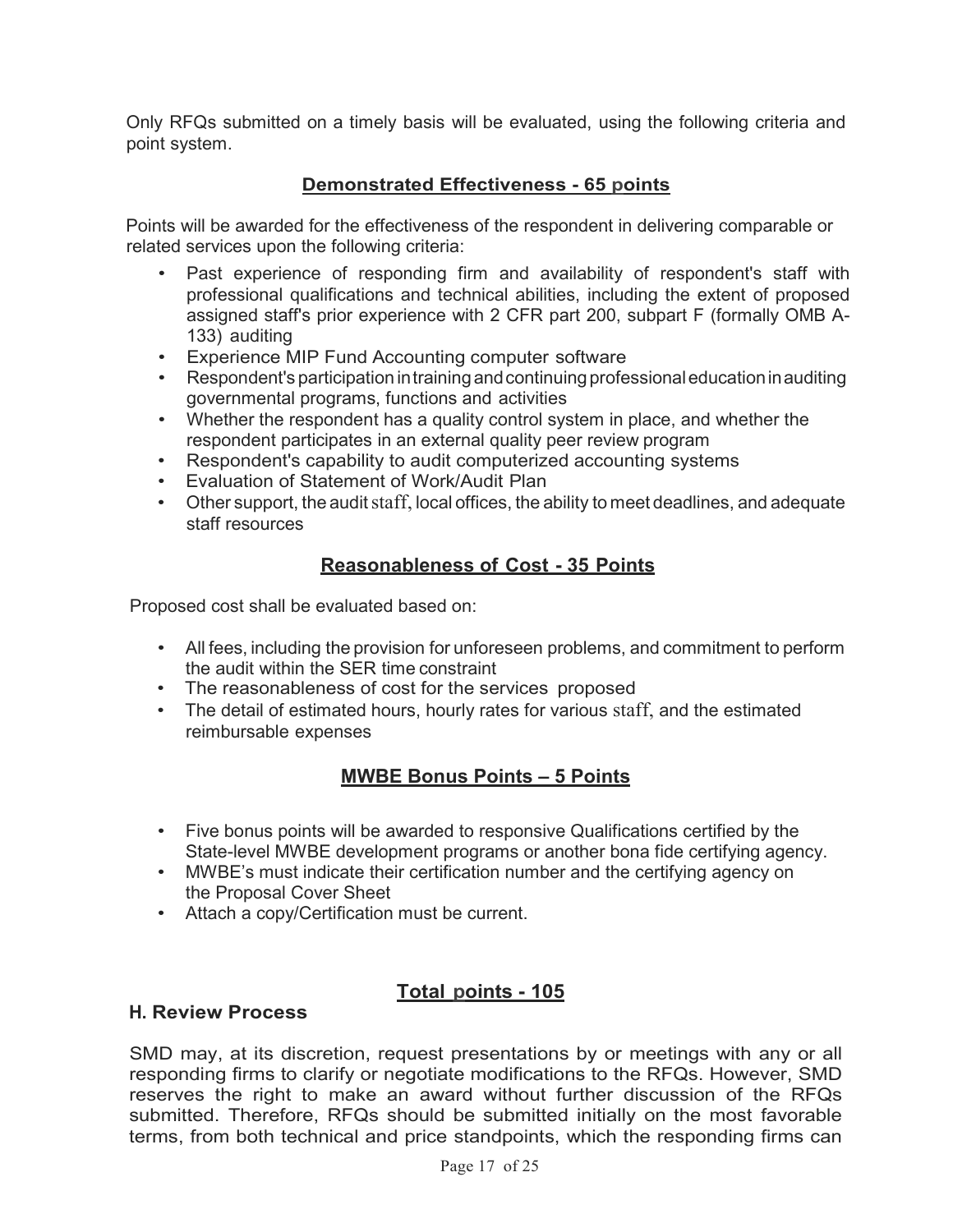Only RFQs submitted on a timely basis will be evaluated, using the following criteria and point system.

**Demonstrated Effectiveness - 65 points**

Points will be awarded for the effectiveness of the respondent in delivering comparable or related services upon the following criteria:

- Past experience of responding firm and availability of respondent's staff with professional qualifications and technical abilities, including the extent of proposed assigned staff's prior experience with 2 CFR part 200, subpart F (formally OMB A-133) auditing
- Experience MIP Fund Accounting computer software
- Respondent's participation in training and continuing professional education in auditing governmental programs, functions and activities
- Whether the respondent has a quality control system in place, and whether the respondent participates in an external quality peer review program
- Respondent's capability to audit computerized accounting systems
- Evaluation of Statement of Work/Audit Plan
- Other support, the audit staff, local offices, the ability to meet deadlines, and adequate staff resources

**Reasonableness of Cost - 35 Points**

Proposed cost shall be evaluated based on:

- All fees, including the provision for unforeseen problems, and commitment to perform the audit within the SER time constraint
- The reasonableness of cost for the services proposed
- The detail of estimated hours, hourly rates for various staff, and the estimated reimbursable expenses

**MWBE Bonus Points – 5 Points**

- Five bonus points will be awarded to responsive Qualifications certified by the State-level MWBE development programs or another bona fide certifying agency.
- MWBE's must indicate their certification number and the certifying agency on the Proposal Cover Sheet
- Attach a copy/Certification must be current.

**Total points - 105**

### H. Review Process

SMD may, at its discretion, request presentations by or meetings with any or all responding firms to clarify or negotiate modifications to the RFQs. However, SMD reserves the right to make an award without further discussion of the RFQs submitted. Therefore, RFQs should be submitted initially on the most favorable terms, from both technical and price standpoints, which the responding firms can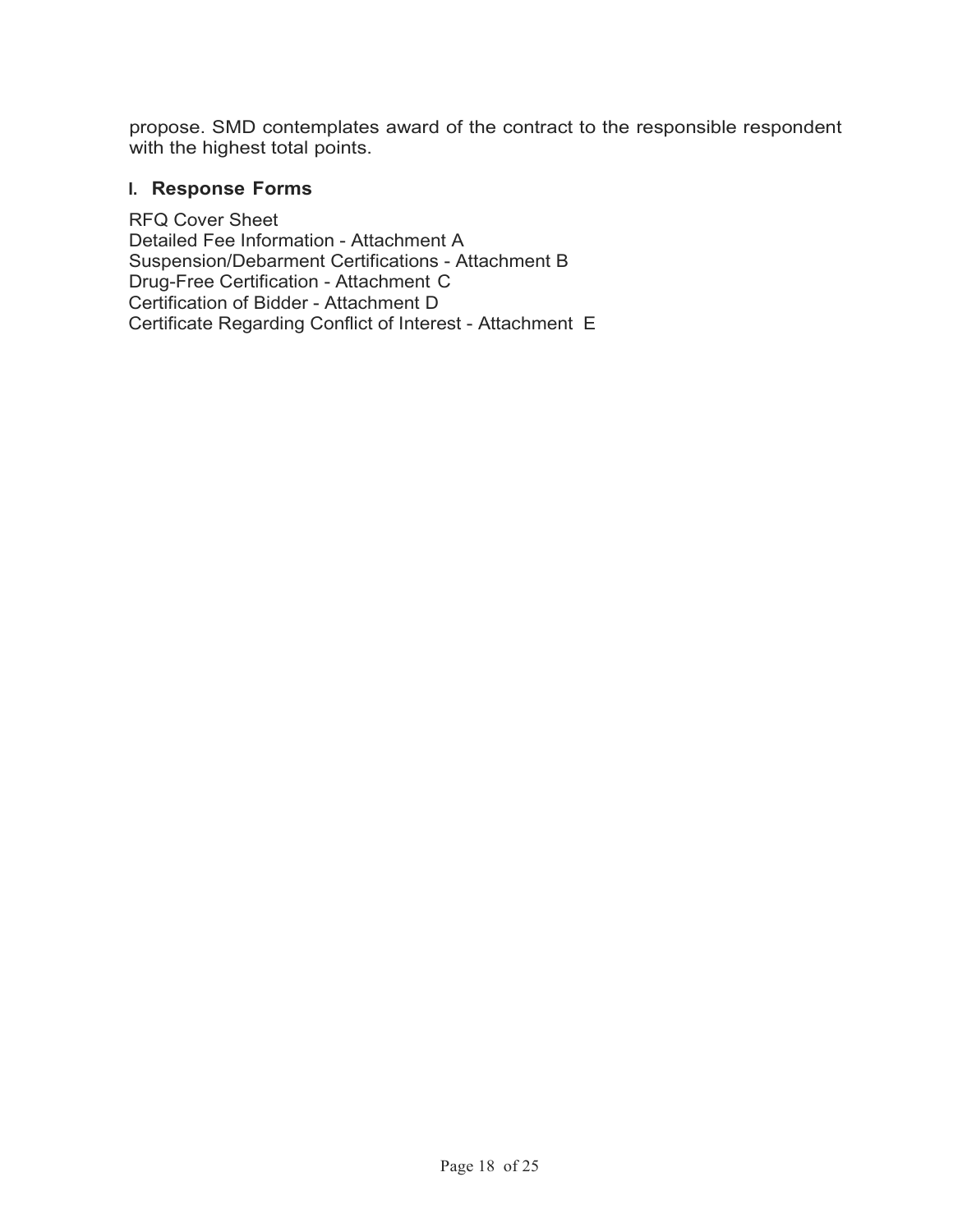propose. SMD contemplates award of the contract to the responsible respondent with the highest total points.

### I. Response Forms

RFQ Cover Sheet
Detailed Fee Information - Attachment A
Suspension/Debarment Certifications - Attachment B
Drug-Free Certification - Attachment C
Certification of Bidder - Attachment D
Certificate Regarding Conflict of Interest - Attachment E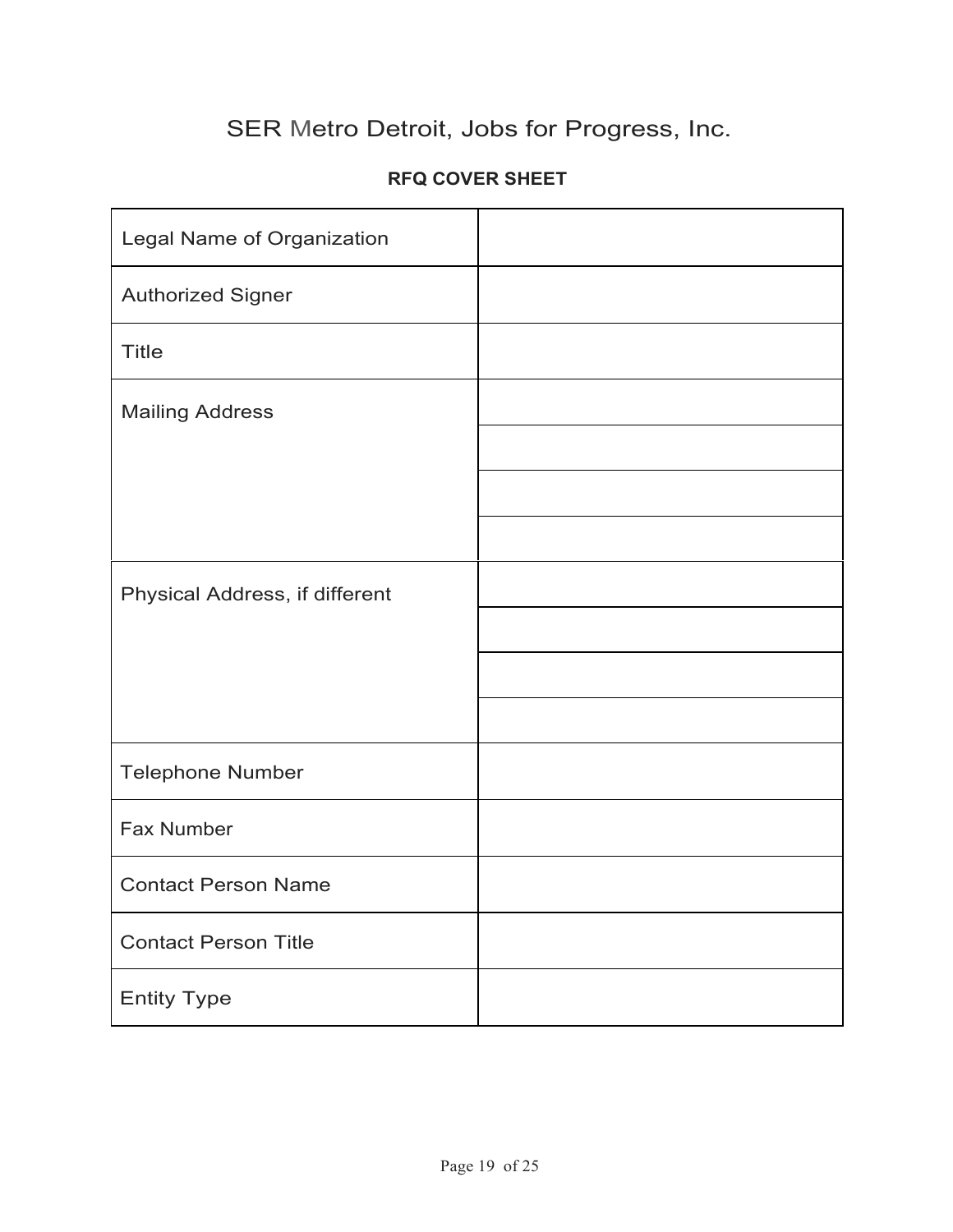# SER Metro Detroit, Jobs for Progress, Inc.

**RFQ COVER SHEET**

| | |
|---|---|
| Legal Name of Organization | |
| Authorized Signer | |
| Title | |
| Mailing Address | |
| | |
| | |
| | |
| Physical Address, if different | |
| | |
| | |
| | |
| Telephone Number | |
| Fax Number | |
| Contact Person Name | |
| Contact Person Title | |
| Entity Type | |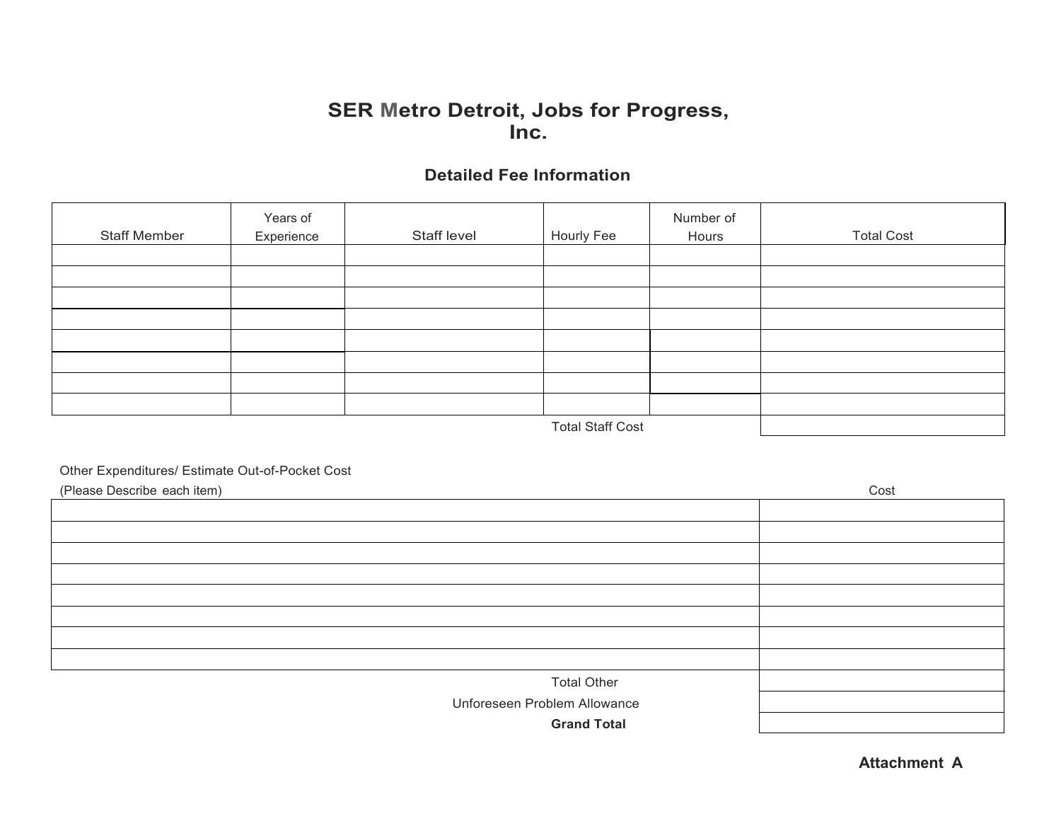# SER Metro Detroit, Jobs for Progress, Inc.

## Detailed Fee Information

| Staff Member | Years of Experience | Staff level | Hourly Fee | Number of Hours | Total Cost |
|---|---|---|---|---|---|
| | | | | | |
| | | | | | |
| | | | | | |
| | | | | | |
| | | | | | |
| | | | | | |
| | | | | | |
| | | | | | |
| | | | Total Staff Cost | | |

Other Expenditures/ Estimate Out-of-Pocket Cost

| (Please Describe each item) | Cost |
|---|---|
| | |
| | |
| | |
| | |
| | |
| | |
| | |
| | |
| Total Other | |
| Unforeseen Problem Allowance | |
| **Grand Total** | |

**Attachment A**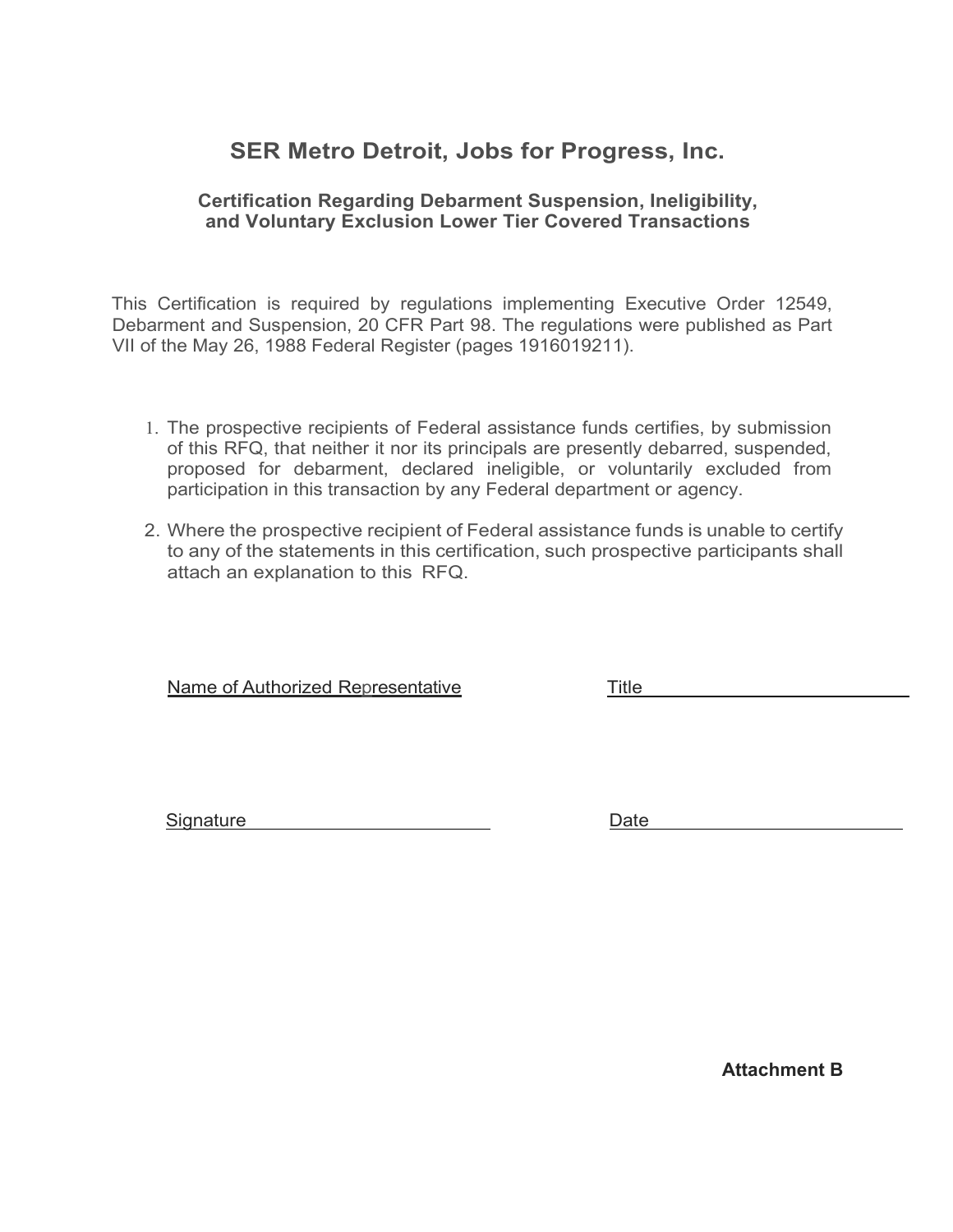# SER Metro Detroit, Jobs for Progress, Inc.

### Certification Regarding Debarment Suspension, Ineligibility, and Voluntary Exclusion Lower Tier Covered Transactions

This Certification is required by regulations implementing Executive Order 12549, Debarment and Suspension, 20 CFR Part 98. The regulations were published as Part VII of the May 26, 1988 Federal Register (pages 1916019211).

1. The prospective recipients of Federal assistance funds certifies, by submission of this RFQ, that neither it nor its principals are presently debarred, suspended, proposed for debarment, declared ineligible, or voluntarily excluded from participation in this transaction by any Federal department or agency.
2. Where the prospective recipient of Federal assistance funds is unable to certify to any of the statements in this certification, such prospective participants shall attach an explanation to this RFQ.

Name of Authorized Representative ____________________ Title ____________________

Signature ____________________ Date ____________________

**Attachment B**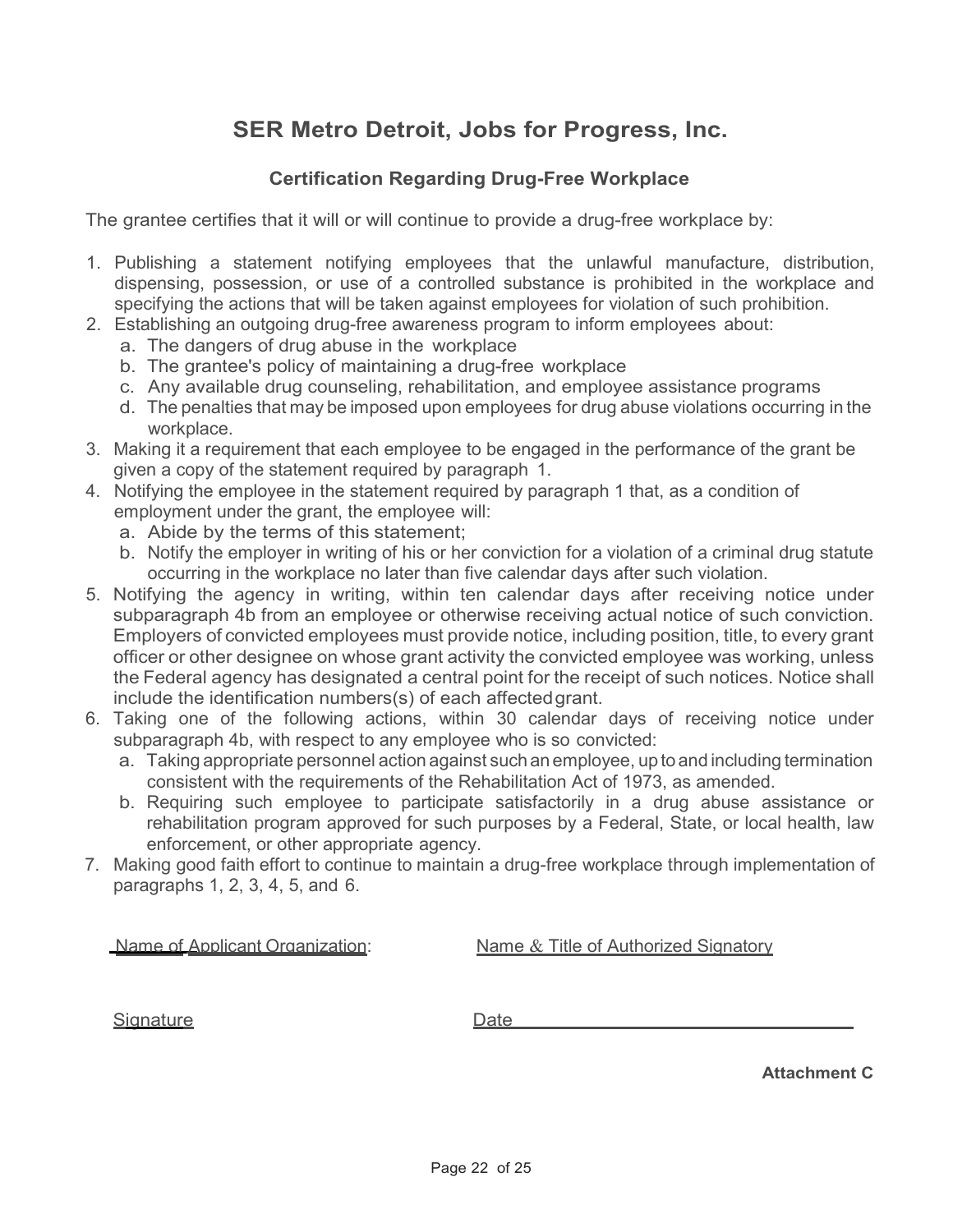# SER Metro Detroit, Jobs for Progress, Inc.

## Certification Regarding Drug-Free Workplace

The grantee certifies that it will or will continue to provide a drug-free workplace by:

1. Publishing a statement notifying employees that the unlawful manufacture, distribution, dispensing, possession, or use of a controlled substance is prohibited in the workplace and specifying the actions that will be taken against employees for violation of such prohibition.
2. Establishing an outgoing drug-free awareness program to inform employees about:
   a. The dangers of drug abuse in the workplace
   b. The grantee's policy of maintaining a drug-free workplace
   c. Any available drug counseling, rehabilitation, and employee assistance programs
   d. The penalties that may be imposed upon employees for drug abuse violations occurring in the workplace.
3. Making it a requirement that each employee to be engaged in the performance of the grant be given a copy of the statement required by paragraph 1.
4. Notifying the employee in the statement required by paragraph 1 that, as a condition of employment under the grant, the employee will:
   a. Abide by the terms of this statement;
   b. Notify the employer in writing of his or her conviction for a violation of a criminal drug statute occurring in the workplace no later than five calendar days after such violation.
5. Notifying the agency in writing, within ten calendar days after receiving notice under subparagraph 4b from an employee or otherwise receiving actual notice of such conviction. Employers of convicted employees must provide notice, including position, title, to every grant officer or other designee on whose grant activity the convicted employee was working, unless the Federal agency has designated a central point for the receipt of such notices. Notice shall include the identification numbers(s) of each affected grant.
6. Taking one of the following actions, within 30 calendar days of receiving notice under subparagraph 4b, with respect to any employee who is so convicted:
   a. Taking appropriate personnel action against such an employee, up to and including termination consistent with the requirements of the Rehabilitation Act of 1973, as amended.
   b. Requiring such employee to participate satisfactorily in a drug abuse assistance or rehabilitation program approved for such purposes by a Federal, State, or local health, law enforcement, or other appropriate agency.
7. Making good faith effort to continue to maintain a drug-free workplace through implementation of paragraphs 1, 2, 3, 4, 5, and 6.

Name of Applicant Organization: Name & Title of Authorized Signatory

Signature Date\_\_\_\_\_\_\_\_\_\_\_\_\_\_\_\_\_\_\_\_\_\_\_\_\_\_\_\_\_\_\_\_

**Attachment C**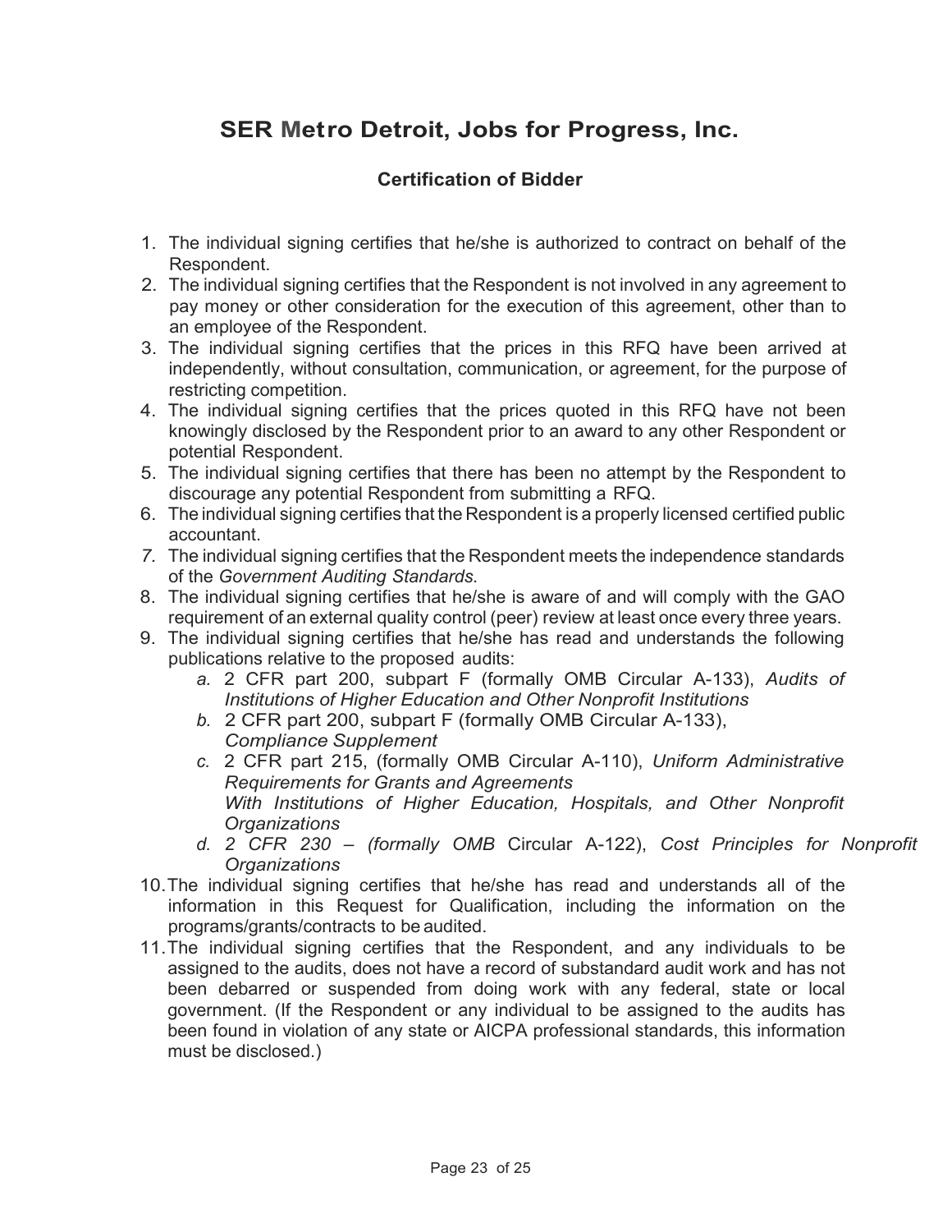# SER Metro Detroit, Jobs for Progress, Inc.

## Certification of Bidder

1. The individual signing certifies that he/she is authorized to contract on behalf of the Respondent.
2. The individual signing certifies that the Respondent is not involved in any agreement to pay money or other consideration for the execution of this agreement, other than to an employee of the Respondent.
3. The individual signing certifies that the prices in this RFQ have been arrived at independently, without consultation, communication, or agreement, for the purpose of restricting competition.
4. The individual signing certifies that the prices quoted in this RFQ have not been knowingly disclosed by the Respondent prior to an award to any other Respondent or potential Respondent.
5. The individual signing certifies that there has been no attempt by the Respondent to discourage any potential Respondent from submitting a RFQ.
6. The individual signing certifies that the Respondent is a properly licensed certified public accountant.
7. The individual signing certifies that the Respondent meets the independence standards of the *Government Auditing Standards.*
8. The individual signing certifies that he/she is aware of and will comply with the GAO requirement of an external quality control (peer) review at least once every three years.
9. The individual signing certifies that he/she has read and understands the following publications relative to the proposed audits:
   - *a.* 2 CFR part 200, subpart F (formally OMB Circular A-133), *Audits of Institutions of Higher Education and Other Nonprofit Institutions*
   - *b.* 2 CFR part 200, subpart F (formally OMB Circular A-133), *Compliance Supplement*
   - *c.* 2 CFR part 215, (formally OMB Circular A-110), *Uniform Administrative Requirements for Grants and Agreements With Institutions of Higher Education, Hospitals, and Other Nonprofit Organizations*
   - *d. 2 CFR 230 – (formally OMB* Circular A-122), *Cost Principles for Nonprofit Organizations*
10. The individual signing certifies that he/she has read and understands all of the information in this Request for Qualification, including the information on the programs/grants/contracts to be audited.
11. The individual signing certifies that the Respondent, and any individuals to be assigned to the audits, does not have a record of substandard audit work and has not been debarred or suspended from doing work with any federal, state or local government. (If the Respondent or any individual to be assigned to the audits has been found in violation of any state or AICPA professional standards, this information must be disclosed.)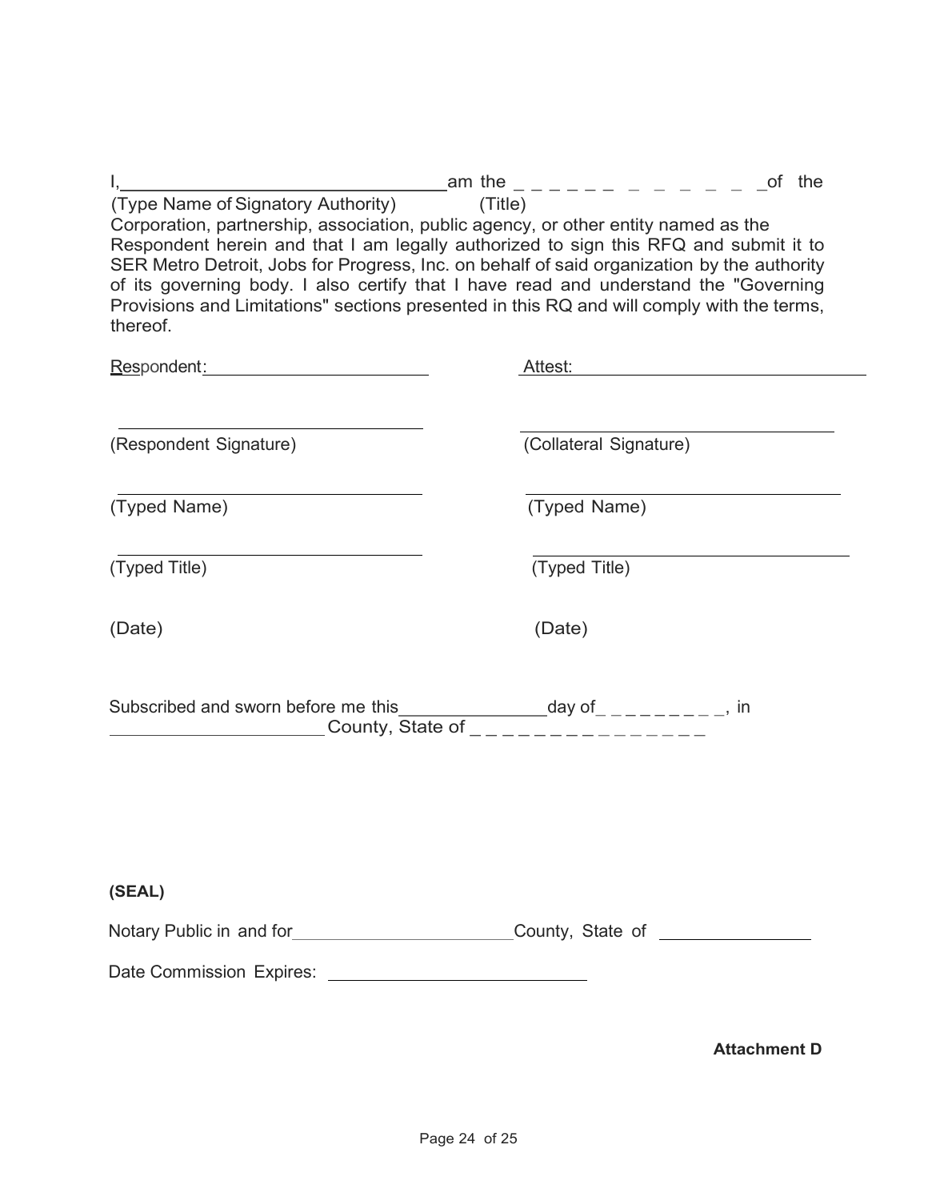I, ________________________________ am the _ _ _ _ _ _ _ _ _ _ _ _ of the
(Type Name of Signatory Authority) (Title)
Corporation, partnership, association, public agency, or other entity named as the Respondent herein and that I am legally authorized to sign this RFQ and submit it to SER Metro Detroit, Jobs for Progress, Inc. on behalf of said organization by the authority of its governing body. I also certify that I have read and understand the "Governing Provisions and Limitations" sections presented in this RQ and will comply with the terms, thereof.

Respondent: ______________________ Attest: ______________________________

______________________________ ______________________________
(Respondent Signature) (Collateral Signature)

______________________________ ______________________________
(Typed Name) (Typed Name)

______________________________ ______________________________
(Typed Title) (Typed Title)

(Date) (Date)

Subscribed and sworn before me this______________day of_ _ _ _ _ _ _ _ _, in
____________________County, State of _ _ _ _ _ _ _ _ _ _ _ _ _ _ _

**(SEAL)**

Notary Public in and for______________________County, State of ______________

Date Commission Expires: ____________________________

**Attachment D**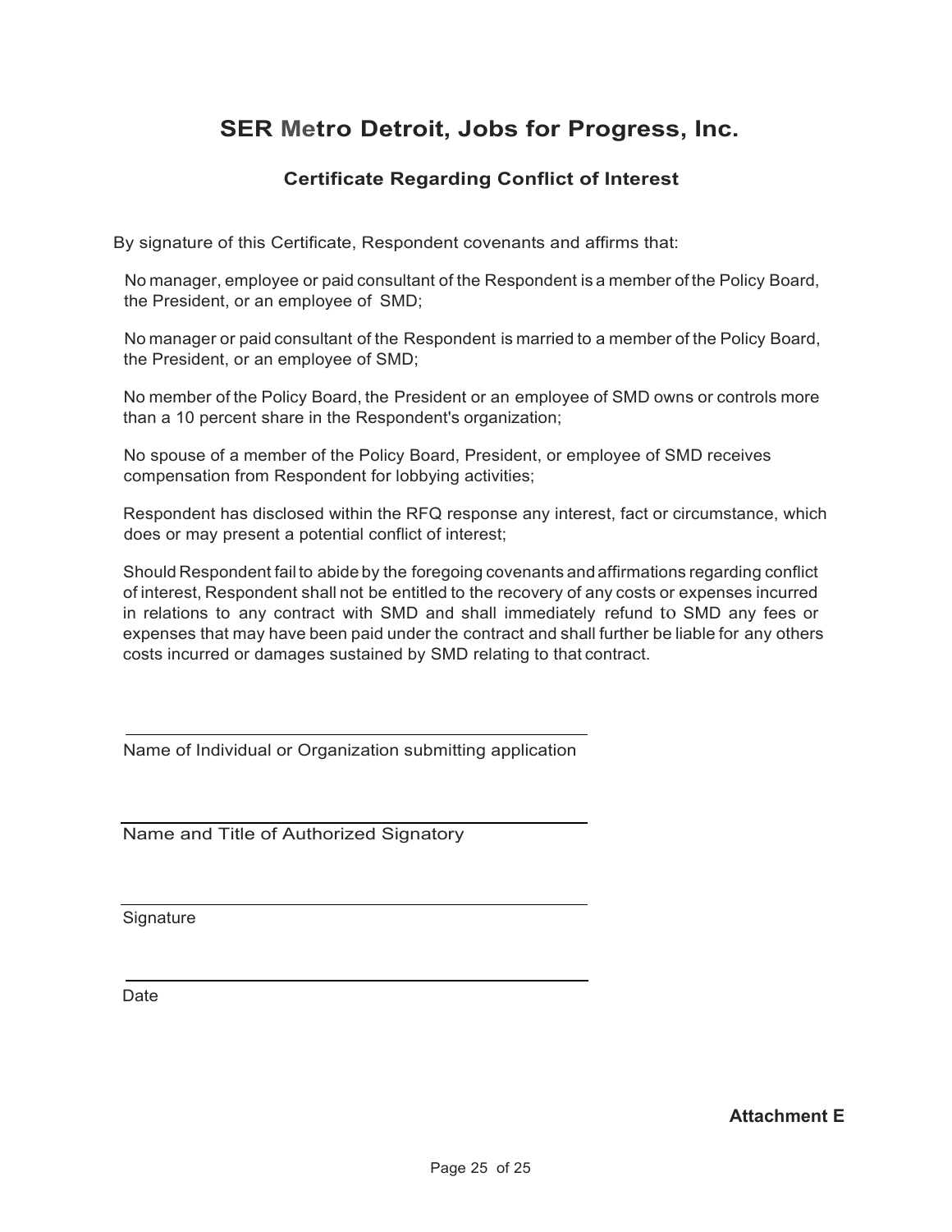# SER Metro Detroit, Jobs for Progress, Inc.

## Certificate Regarding Conflict of Interest

By signature of this Certificate, Respondent covenants and affirms that:

No manager, employee or paid consultant of the Respondent is a member of the Policy Board, the President, or an employee of SMD;

No manager or paid consultant of the Respondent is married to a member of the Policy Board, the President, or an employee of SMD;

No member of the Policy Board, the President or an employee of SMD owns or controls more than a 10 percent share in the Respondent's organization;

No spouse of a member of the Policy Board, President, or employee of SMD receives compensation from Respondent for lobbying activities;

Respondent has disclosed within the RFQ response any interest, fact or circumstance, which does or may present a potential conflict of interest;

Should Respondent fail to abide by the foregoing covenants and affirmations regarding conflict of interest, Respondent shall not be entitled to the recovery of any costs or expenses incurred in relations to any contract with SMD and shall immediately refund to SMD any fees or expenses that may have been paid under the contract and shall further be liable for any others costs incurred or damages sustained by SMD relating to that contract.

______________________________________________

Name of Individual or Organization submitting application

______________________________________________

Name and Title of Authorized Signatory

______________________________________________

Signature

______________________________________________

Date

**Attachment E**